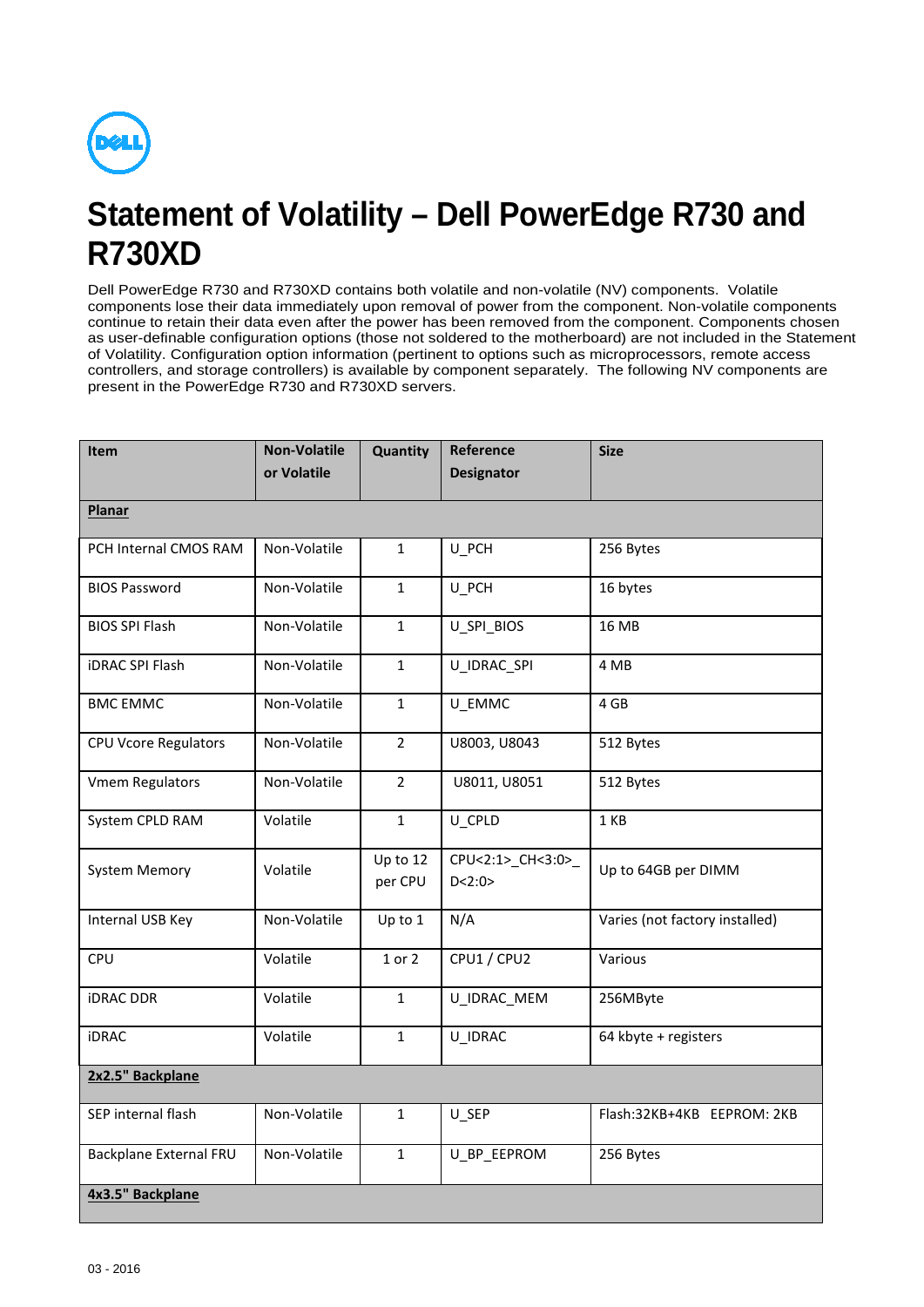# Statement of Volatility – Dell PowerEdge R730 and R730XD

Dell PowerEdge R730 and R730XD contains both volatile and non-volatile (NV) components. Volatile components lose their data immediately upon removal of power from the component. Non-volatile components continue to retain their data even after the power has been removed from the component. Components chosen as user-definable configuration options (those not soldered to the motherboard) are not included in the Statement of Volatility. Configuration option information (pertinent to options such as microprocessors, remote access controllers, and storage controllers) is available by component separately. The following NV components are present in the PowerEdge R730 and R730XD servers.

| Item | Non-Volatile or Volatile | Quantity | Reference Designator | Size |
|---|---|---|---|---|
| **Planar** | | | | |
| PCH Internal CMOS RAM | Non-Volatile | 1 | U_PCH | 256 Bytes |
| BIOS Password | Non-Volatile | 1 | U_PCH | 16 bytes |
| BIOS SPI Flash | Non-Volatile | 1 | U_SPI_BIOS | 16 MB |
| iDRAC SPI Flash | Non-Volatile | 1 | U_IDRAC_SPI | 4 MB |
| BMC EMMC | Non-Volatile | 1 | U_EMMC | 4 GB |
| CPU Vcore Regulators | Non-Volatile | 2 | U8003, U8043 | 512 Bytes |
| Vmem Regulators | Non-Volatile | 2 | U8011, U8051 | 512 Bytes |
| System CPLD RAM | Volatile | 1 | U_CPLD | 1 KB |
| System Memory | Volatile | Up to 12 per CPU | CPU<2:1>_CH<3:0>_D<2:0> | Up to 64GB per DIMM |
| Internal USB Key | Non-Volatile | Up to 1 | N/A | Varies (not factory installed) |
| CPU | Volatile | 1 or 2 | CPU1 / CPU2 | Various |
| iDRAC DDR | Volatile | 1 | U_IDRAC_MEM | 256MByte |
| iDRAC | Volatile | 1 | U_IDRAC | 64 kbyte + registers |
| **2x2.5" Backplane** | | | | |
| SEP internal flash | Non-Volatile | 1 | U_SEP | Flash:32KB+4KB EEPROM: 2KB |
| Backplane External FRU | Non-Volatile | 1 | U_BP_EEPROM | 256 Bytes |
| **4x3.5" Backplane** | | | | |

03 - 2016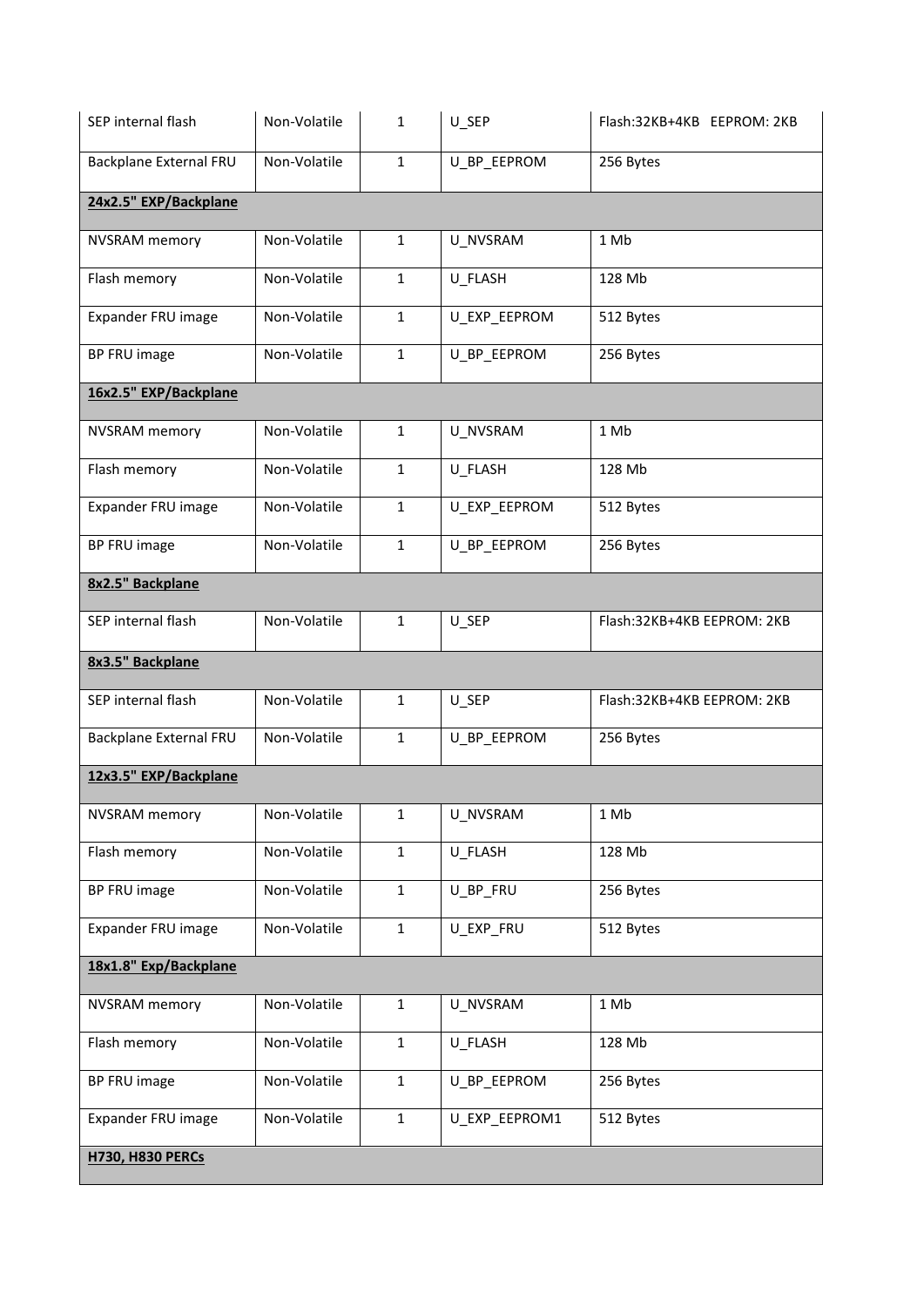| | | | | |
|---|---|---|---|---|
| SEP internal flash | Non-Volatile | 1 | U_SEP | Flash:32KB+4KB EEPROM: 2KB |
| Backplane External FRU | Non-Volatile | 1 | U_BP_EEPROM | 256 Bytes |
| **24x2.5" EXP/Backplane** | | | | |
| NVSRAM memory | Non-Volatile | 1 | U_NVSRAM | 1 Mb |
| Flash memory | Non-Volatile | 1 | U_FLASH | 128 Mb |
| Expander FRU image | Non-Volatile | 1 | U_EXP_EEPROM | 512 Bytes |
| BP FRU image | Non-Volatile | 1 | U_BP_EEPROM | 256 Bytes |
| **16x2.5" EXP/Backplane** | | | | |
| NVSRAM memory | Non-Volatile | 1 | U_NVSRAM | 1 Mb |
| Flash memory | Non-Volatile | 1 | U_FLASH | 128 Mb |
| Expander FRU image | Non-Volatile | 1 | U_EXP_EEPROM | 512 Bytes |
| BP FRU image | Non-Volatile | 1 | U_BP_EEPROM | 256 Bytes |
| **8x2.5" Backplane** | | | | |
| SEP internal flash | Non-Volatile | 1 | U_SEP | Flash:32KB+4KB EEPROM: 2KB |
| **8x3.5" Backplane** | | | | |
| SEP internal flash | Non-Volatile | 1 | U_SEP | Flash:32KB+4KB EEPROM: 2KB |
| Backplane External FRU | Non-Volatile | 1 | U_BP_EEPROM | 256 Bytes |
| **12x3.5" EXP/Backplane** | | | | |
| NVSRAM memory | Non-Volatile | 1 | U_NVSRAM | 1 Mb |
| Flash memory | Non-Volatile | 1 | U_FLASH | 128 Mb |
| BP FRU image | Non-Volatile | 1 | U_BP_FRU | 256 Bytes |
| Expander FRU image | Non-Volatile | 1 | U_EXP_FRU | 512 Bytes |
| **18x1.8" Exp/Backplane** | | | | |
| NVSRAM memory | Non-Volatile | 1 | U_NVSRAM | 1 Mb |
| Flash memory | Non-Volatile | 1 | U_FLASH | 128 Mb |
| BP FRU image | Non-Volatile | 1 | U_BP_EEPROM | 256 Bytes |
| Expander FRU image | Non-Volatile | 1 | U_EXP_EEPROM1 | 512 Bytes |
| **H730, H830 PERCs** | | | | |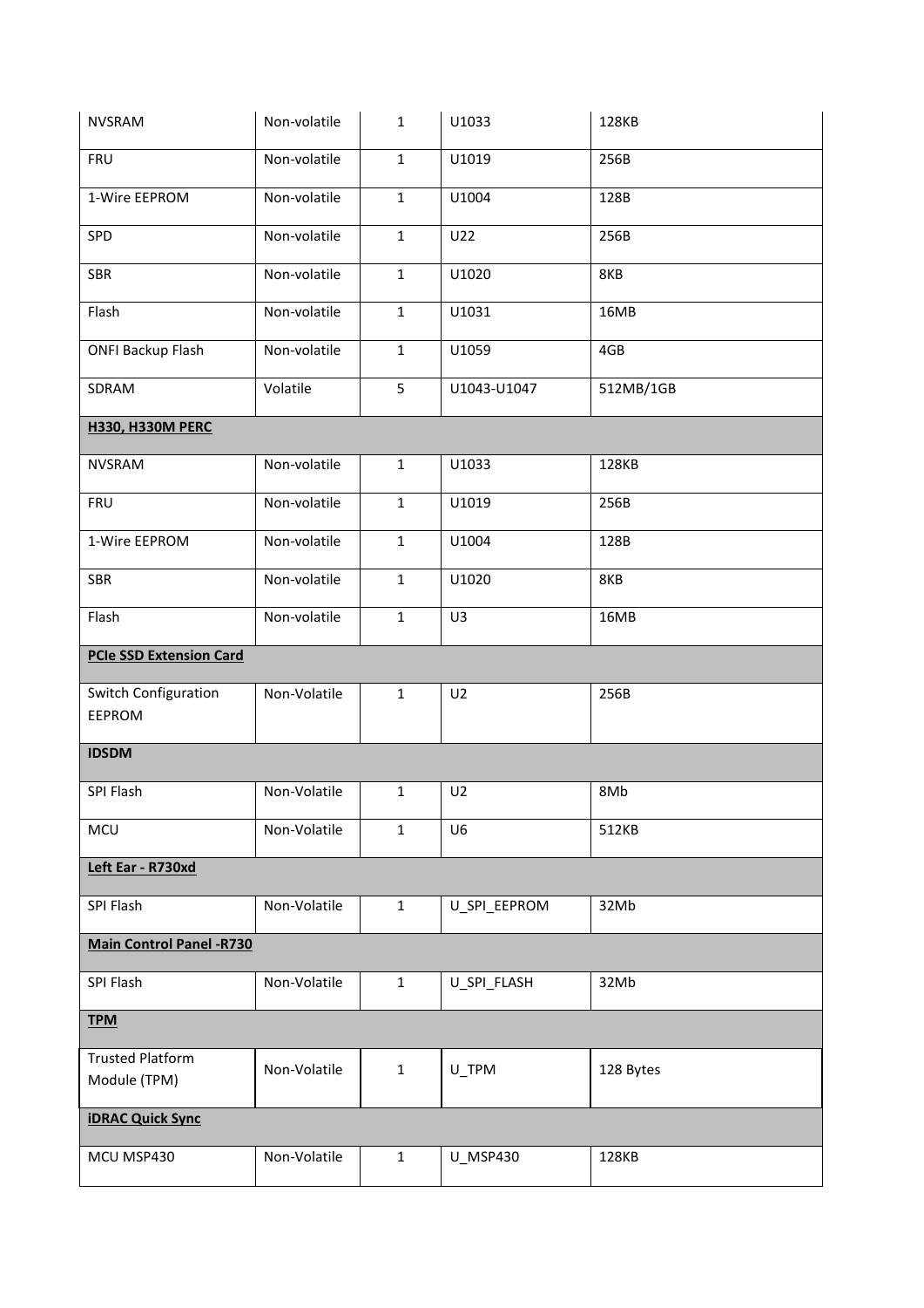| | | | | |
|---|---|---|---|---|
| NVSRAM | Non-volatile | 1 | U1033 | 128KB |
| FRU | Non-volatile | 1 | U1019 | 256B |
| 1-Wire EEPROM | Non-volatile | 1 | U1004 | 128B |
| SPD | Non-volatile | 1 | U22 | 256B |
| SBR | Non-volatile | 1 | U1020 | 8KB |
| Flash | Non-volatile | 1 | U1031 | 16MB |
| ONFI Backup Flash | Non-volatile | 1 | U1059 | 4GB |
| SDRAM | Volatile | 5 | U1043-U1047 | 512MB/1GB |
| **H330, H330M PERC** | | | | |
| NVSRAM | Non-volatile | 1 | U1033 | 128KB |
| FRU | Non-volatile | 1 | U1019 | 256B |
| 1-Wire EEPROM | Non-volatile | 1 | U1004 | 128B |
| SBR | Non-volatile | 1 | U1020 | 8KB |
| Flash | Non-volatile | 1 | U3 | 16MB |
| **PCIe SSD Extension Card** | | | | |
| Switch Configuration EEPROM | Non-Volatile | 1 | U2 | 256B |
| **IDSDM** | | | | |
| SPI Flash | Non-Volatile | 1 | U2 | 8Mb |
| MCU | Non-Volatile | 1 | U6 | 512KB |
| **Left Ear - R730xd** | | | | |
| SPI Flash | Non-Volatile | 1 | U_SPI_EEPROM | 32Mb |
| **Main Control Panel -R730** | | | | |
| SPI Flash | Non-Volatile | 1 | U_SPI_FLASH | 32Mb |
| **TPM** | | | | |
| Trusted Platform Module (TPM) | Non-Volatile | 1 | U_TPM | 128 Bytes |
| **iDRAC Quick Sync** | | | | |
| MCU MSP430 | Non-Volatile | 1 | U_MSP430 | 128KB |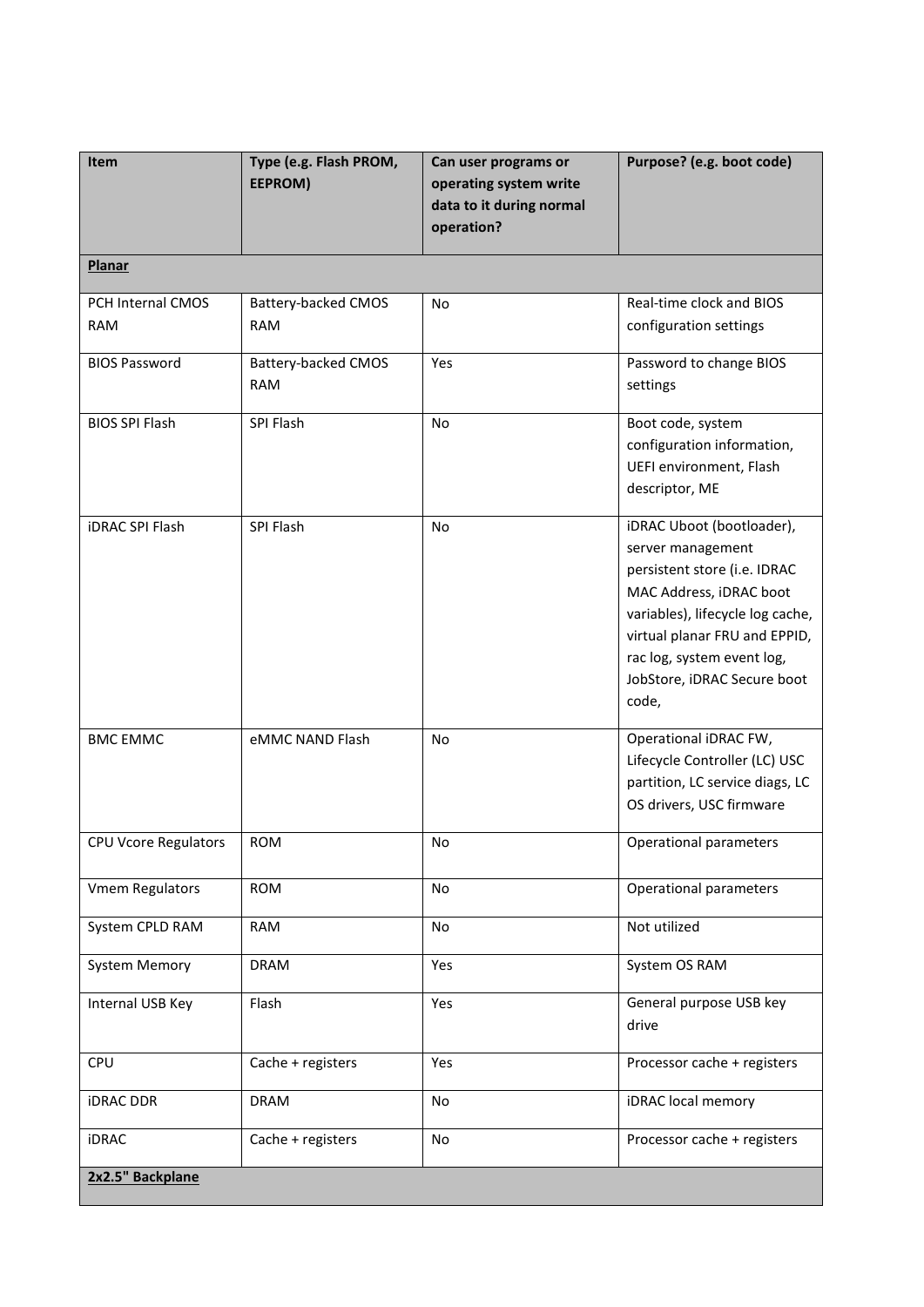| Item | Type (e.g. Flash PROM, EEPROM) | Can user programs or operating system write data to it during normal operation? | Purpose? (e.g. boot code) |
|---|---|---|---|
| **Planar** | | | |
| PCH Internal CMOS RAM | Battery-backed CMOS RAM | No | Real-time clock and BIOS configuration settings |
| BIOS Password | Battery-backed CMOS RAM | Yes | Password to change BIOS settings |
| BIOS SPI Flash | SPI Flash | No | Boot code, system configuration information, UEFI environment, Flash descriptor, ME |
| iDRAC SPI Flash | SPI Flash | No | iDRAC Uboot (bootloader), server management persistent store (i.e. IDRAC MAC Address, iDRAC boot variables), lifecycle log cache, virtual planar FRU and EPPID, rac log, system event log, JobStore, iDRAC Secure boot code, |
| BMC EMMC | eMMC NAND Flash | No | Operational iDRAC FW, Lifecycle Controller (LC) USC partition, LC service diags, LC OS drivers, USC firmware |
| CPU Vcore Regulators | ROM | No | Operational parameters |
| Vmem Regulators | ROM | No | Operational parameters |
| System CPLD RAM | RAM | No | Not utilized |
| System Memory | DRAM | Yes | System OS RAM |
| Internal USB Key | Flash | Yes | General purpose USB key drive |
| CPU | Cache + registers | Yes | Processor cache + registers |
| iDRAC DDR | DRAM | No | iDRAC local memory |
| iDRAC | Cache + registers | No | Processor cache + registers |
| **2x2.5" Backplane** | | | |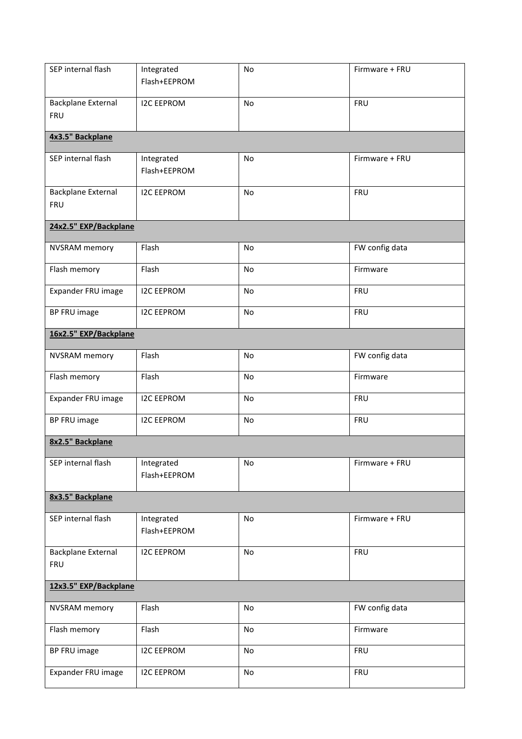| | | | |
|---|---|---|---|
| SEP internal flash | Integrated Flash+EEPROM | No | Firmware + FRU |
| Backplane External FRU | I2C EEPROM | No | FRU |
| **4x3.5" Backplane** | | | |
| SEP internal flash | Integrated Flash+EEPROM | No | Firmware + FRU |
| Backplane External FRU | I2C EEPROM | No | FRU |
| **24x2.5" EXP/Backplane** | | | |
| NVSRAM memory | Flash | No | FW config data |
| Flash memory | Flash | No | Firmware |
| Expander FRU image | I2C EEPROM | No | FRU |
| BP FRU image | I2C EEPROM | No | FRU |
| **16x2.5" EXP/Backplane** | | | |
| NVSRAM memory | Flash | No | FW config data |
| Flash memory | Flash | No | Firmware |
| Expander FRU image | I2C EEPROM | No | FRU |
| BP FRU image | I2C EEPROM | No | FRU |
| **8x2.5" Backplane** | | | |
| SEP internal flash | Integrated Flash+EEPROM | No | Firmware + FRU |
| **8x3.5" Backplane** | | | |
| SEP internal flash | Integrated Flash+EEPROM | No | Firmware + FRU |
| Backplane External FRU | I2C EEPROM | No | FRU |
| **12x3.5" EXP/Backplane** | | | |
| NVSRAM memory | Flash | No | FW config data |
| Flash memory | Flash | No | Firmware |
| BP FRU image | I2C EEPROM | No | FRU |
| Expander FRU image | I2C EEPROM | No | FRU |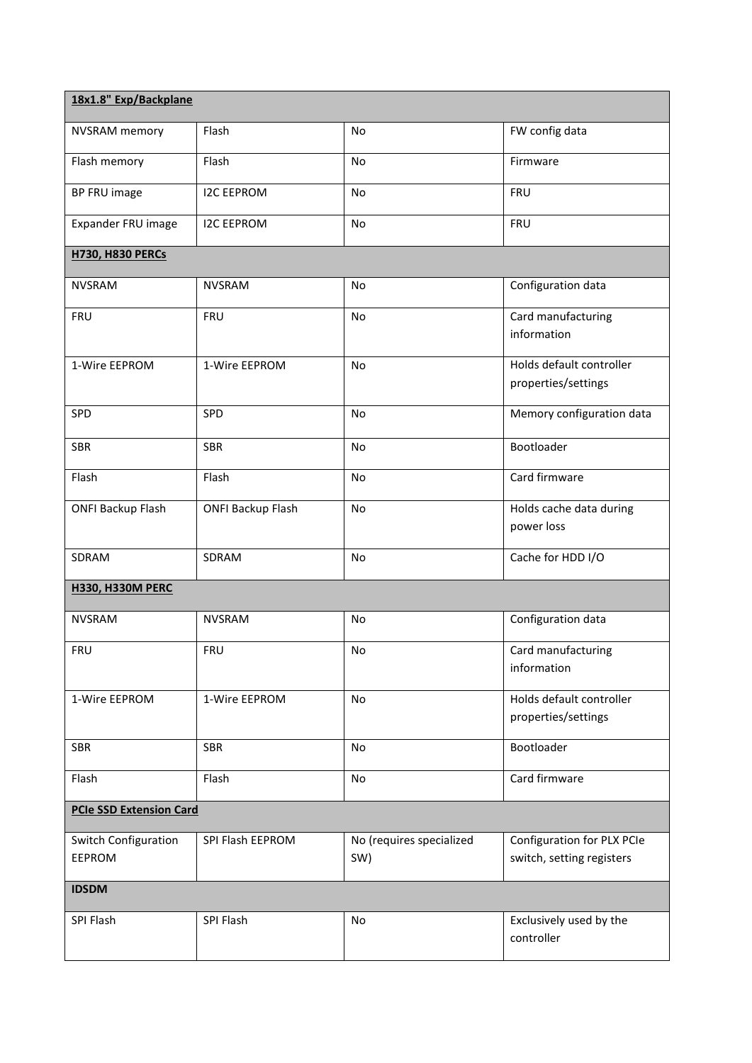| **18x1.8" Exp/Backplane** | | | |
|---|---|---|---|
| NVSRAM memory | Flash | No | FW config data |
| Flash memory | Flash | No | Firmware |
| BP FRU image | I2C EEPROM | No | FRU |
| Expander FRU image | I2C EEPROM | No | FRU |
| **H730, H830 PERCs** | | | |
| NVSRAM | NVSRAM | No | Configuration data |
| FRU | FRU | No | Card manufacturing information |
| 1-Wire EEPROM | 1-Wire EEPROM | No | Holds default controller properties/settings |
| SPD | SPD | No | Memory configuration data |
| SBR | SBR | No | Bootloader |
| Flash | Flash | No | Card firmware |
| ONFI Backup Flash | ONFI Backup Flash | No | Holds cache data during power loss |
| SDRAM | SDRAM | No | Cache for HDD I/O |
| **H330, H330M PERC** | | | |
| NVSRAM | NVSRAM | No | Configuration data |
| FRU | FRU | No | Card manufacturing information |
| 1-Wire EEPROM | 1-Wire EEPROM | No | Holds default controller properties/settings |
| SBR | SBR | No | Bootloader |
| Flash | Flash | No | Card firmware |
| **PCIe SSD Extension Card** | | | |
| Switch Configuration EEPROM | SPI Flash EEPROM | No (requires specialized SW) | Configuration for PLX PCIe switch, setting registers |
| **IDSDM** | | | |
| SPI Flash | SPI Flash | No | Exclusively used by the controller |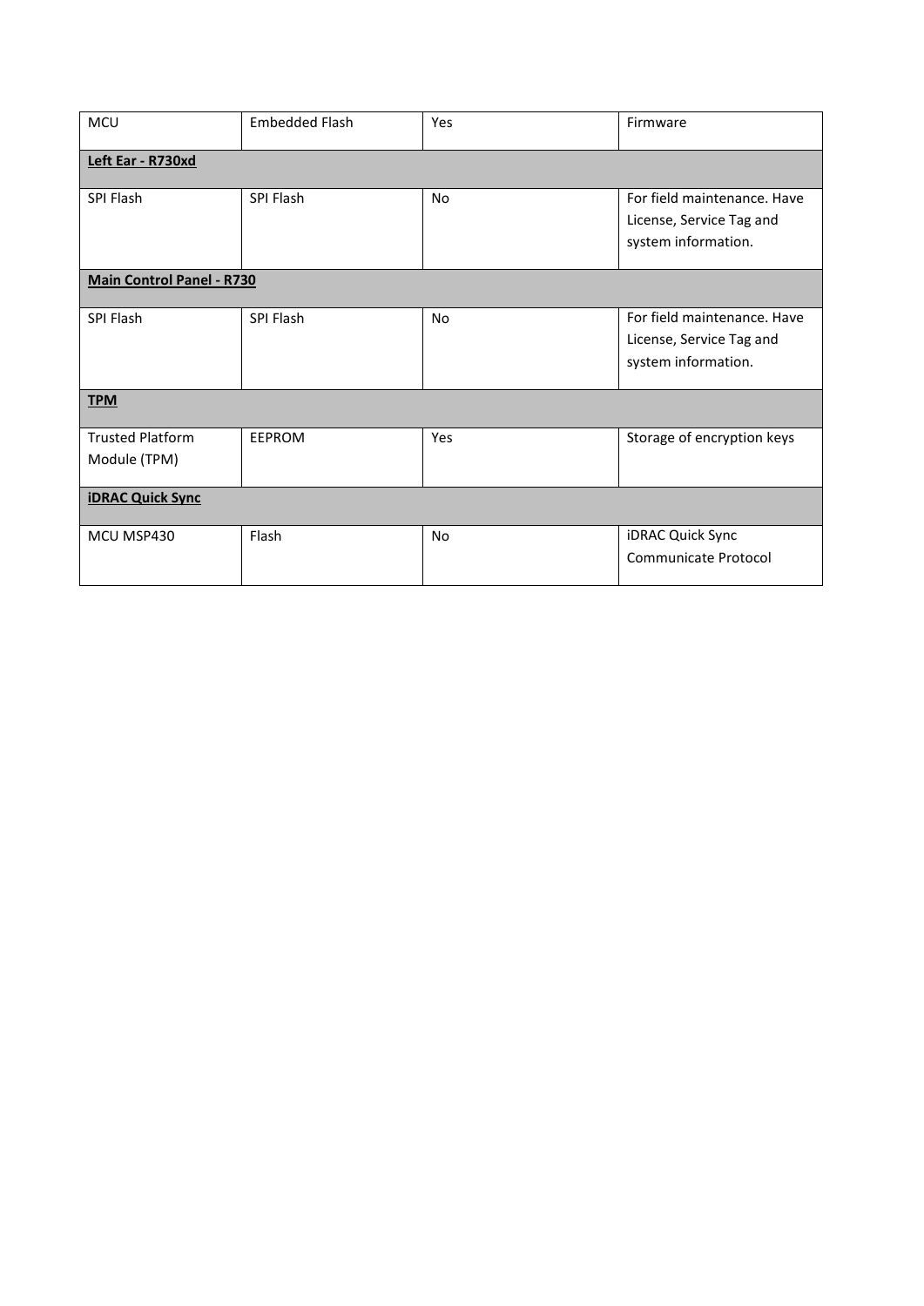| | | | |
|---|---|---|---|
| MCU | Embedded Flash | Yes | Firmware |
| **Left Ear - R730xd** | | | |
| SPI Flash | SPI Flash | No | For field maintenance. Have License, Service Tag and system information. |
| **Main Control Panel - R730** | | | |
| SPI Flash | SPI Flash | No | For field maintenance. Have License, Service Tag and system information. |
| **TPM** | | | |
| Trusted Platform Module (TPM) | EEPROM | Yes | Storage of encryption keys |
| **iDRAC Quick Sync** | | | |
| MCU MSP430 | Flash | No | iDRAC Quick Sync Communicate Protocol |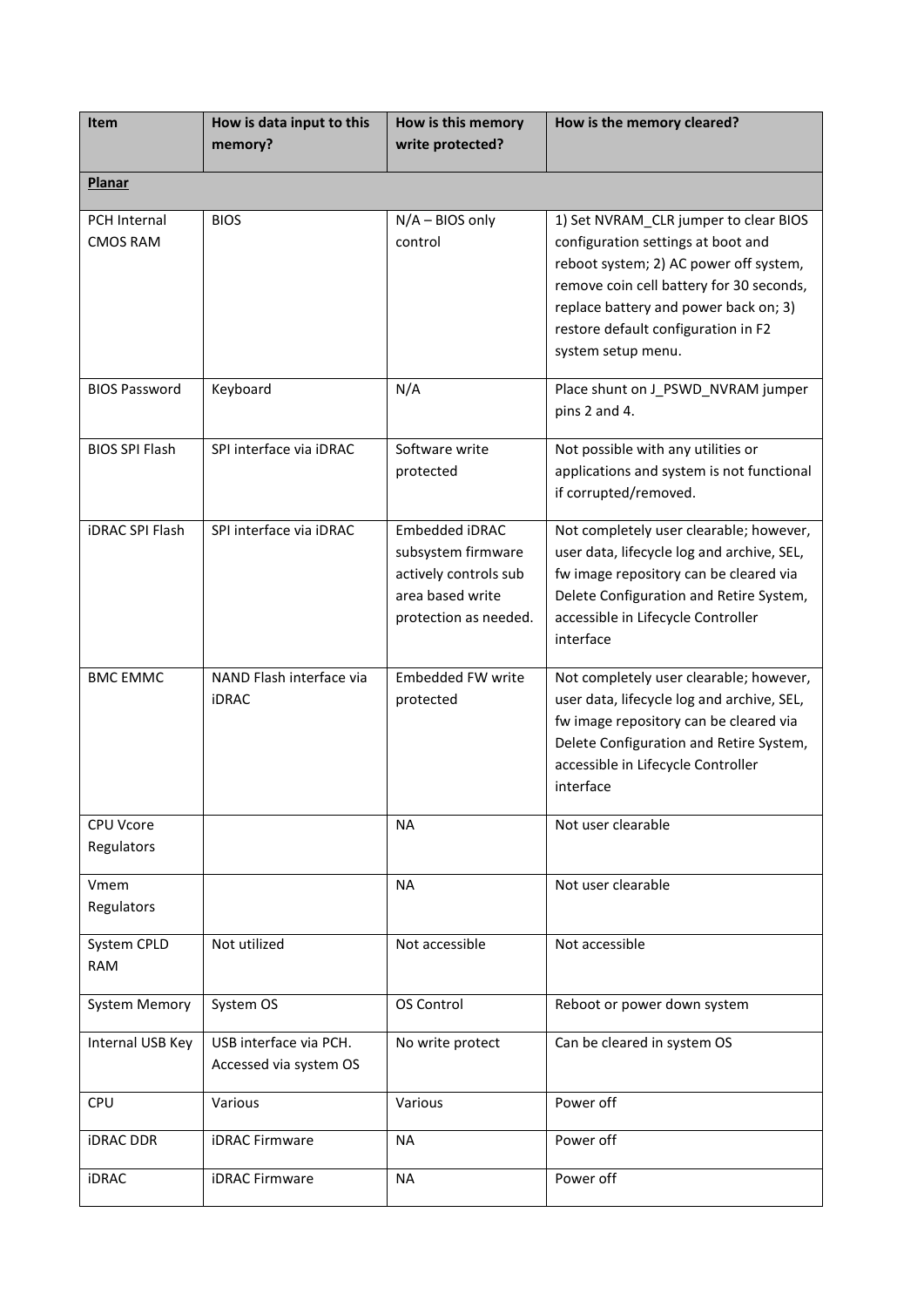| Item | How is data input to this memory? | How is this memory write protected? | How is the memory cleared? |
|---|---|---|---|
| **Planar** | | | |
| PCH Internal CMOS RAM | BIOS | N/A – BIOS only control | 1) Set NVRAM_CLR jumper to clear BIOS configuration settings at boot and reboot system; 2) AC power off system, remove coin cell battery for 30 seconds, replace battery and power back on; 3) restore default configuration in F2 system setup menu. |
| BIOS Password | Keyboard | N/A | Place shunt on J_PSWD_NVRAM jumper pins 2 and 4. |
| BIOS SPI Flash | SPI interface via iDRAC | Software write protected | Not possible with any utilities or applications and system is not functional if corrupted/removed. |
| iDRAC SPI Flash | SPI interface via iDRAC | Embedded iDRAC subsystem firmware actively controls sub area based write protection as needed. | Not completely user clearable; however, user data, lifecycle log and archive, SEL, fw image repository can be cleared via Delete Configuration and Retire System, accessible in Lifecycle Controller interface |
| BMC EMMC | NAND Flash interface via iDRAC | Embedded FW write protected | Not completely user clearable; however, user data, lifecycle log and archive, SEL, fw image repository can be cleared via Delete Configuration and Retire System, accessible in Lifecycle Controller interface |
| CPU Vcore Regulators | | NA | Not user clearable |
| Vmem Regulators | | NA | Not user clearable |
| System CPLD RAM | Not utilized | Not accessible | Not accessible |
| System Memory | System OS | OS Control | Reboot or power down system |
| Internal USB Key | USB interface via PCH. Accessed via system OS | No write protect | Can be cleared in system OS |
| CPU | Various | Various | Power off |
| iDRAC DDR | iDRAC Firmware | NA | Power off |
| iDRAC | iDRAC Firmware | NA | Power off |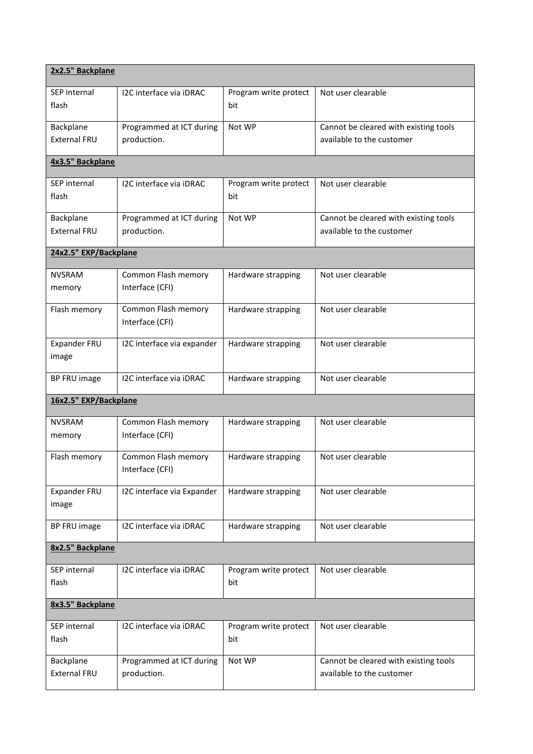| **2x2.5" Backplane** | | | |
|---|---|---|---|
| SEP internal flash | I2C interface via iDRAC | Program write protect bit | Not user clearable |
| Backplane External FRU | Programmed at ICT during production. | Not WP | Cannot be cleared with existing tools available to the customer |
| **4x3.5" Backplane** | | | |
| SEP internal flash | I2C interface via iDRAC | Program write protect bit | Not user clearable |
| Backplane External FRU | Programmed at ICT during production. | Not WP | Cannot be cleared with existing tools available to the customer |
| **24x2.5" EXP/Backplane** | | | |
| NVSRAM memory | Common Flash memory Interface (CFI) | Hardware strapping | Not user clearable |
| Flash memory | Common Flash memory Interface (CFI) | Hardware strapping | Not user clearable |
| Expander FRU image | I2C interface via expander | Hardware strapping | Not user clearable |
| BP FRU image | I2C interface via iDRAC | Hardware strapping | Not user clearable |
| **16x2.5" EXP/Backplane** | | | |
| NVSRAM memory | Common Flash memory Interface (CFI) | Hardware strapping | Not user clearable |
| Flash memory | Common Flash memory Interface (CFI) | Hardware strapping | Not user clearable |
| Expander FRU image | I2C interface via Expander | Hardware strapping | Not user clearable |
| BP FRU image | I2C interface via iDRAC | Hardware strapping | Not user clearable |
| **8x2.5" Backplane** | | | |
| SEP internal flash | I2C interface via iDRAC | Program write protect bit | Not user clearable |
| **8x3.5" Backplane** | | | |
| SEP internal flash | I2C interface via iDRAC | Program write protect bit | Not user clearable |
| Backplane External FRU | Programmed at ICT during production. | Not WP | Cannot be cleared with existing tools available to the customer |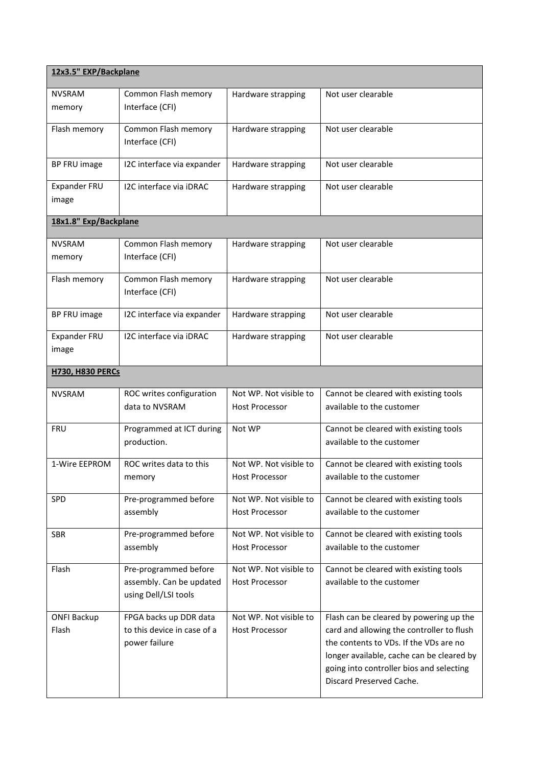| **12x3.5" EXP/Backplane** | | | |
|---|---|---|---|
| NVSRAM memory | Common Flash memory Interface (CFI) | Hardware strapping | Not user clearable |
| Flash memory | Common Flash memory Interface (CFI) | Hardware strapping | Not user clearable |
| BP FRU image | I2C interface via expander | Hardware strapping | Not user clearable |
| Expander FRU image | I2C interface via iDRAC | Hardware strapping | Not user clearable |
| **18x1.8" Exp/Backplane** | | | |
| NVSRAM memory | Common Flash memory Interface (CFI) | Hardware strapping | Not user clearable |
| Flash memory | Common Flash memory Interface (CFI) | Hardware strapping | Not user clearable |
| BP FRU image | I2C interface via expander | Hardware strapping | Not user clearable |
| Expander FRU image | I2C interface via iDRAC | Hardware strapping | Not user clearable |
| **H730, H830 PERCs** | | | |
| NVSRAM | ROC writes configuration data to NVSRAM | Not WP. Not visible to Host Processor | Cannot be cleared with existing tools available to the customer |
| FRU | Programmed at ICT during production. | Not WP | Cannot be cleared with existing tools available to the customer |
| 1-Wire EEPROM | ROC writes data to this memory | Not WP. Not visible to Host Processor | Cannot be cleared with existing tools available to the customer |
| SPD | Pre-programmed before assembly | Not WP. Not visible to Host Processor | Cannot be cleared with existing tools available to the customer |
| SBR | Pre-programmed before assembly | Not WP. Not visible to Host Processor | Cannot be cleared with existing tools available to the customer |
| Flash | Pre-programmed before assembly. Can be updated using Dell/LSI tools | Not WP. Not visible to Host Processor | Cannot be cleared with existing tools available to the customer |
| ONFI Backup Flash | FPGA backs up DDR data to this device in case of a power failure | Not WP. Not visible to Host Processor | Flash can be cleared by powering up the card and allowing the controller to flush the contents to VDs. If the VDs are no longer available, cache can be cleared by going into controller bios and selecting Discard Preserved Cache. |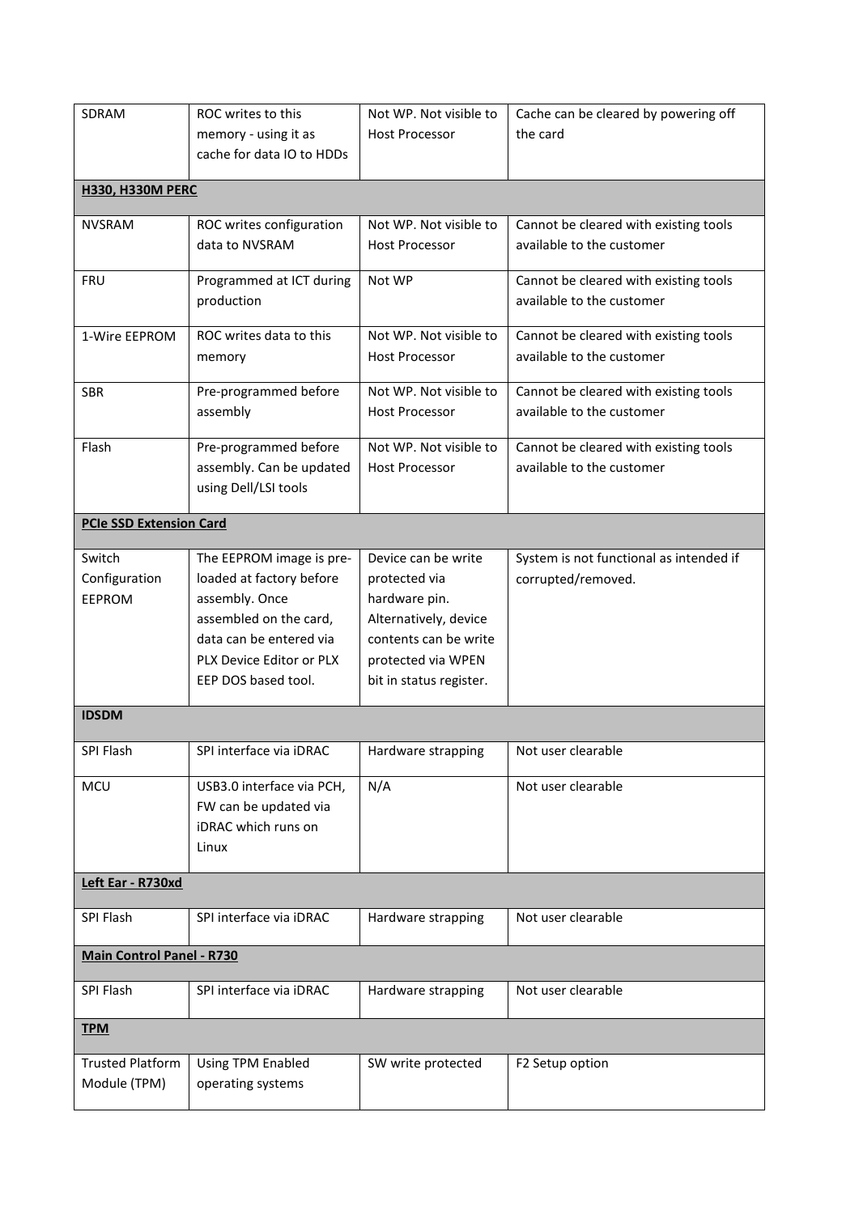| | | | |
|---|---|---|---|
| SDRAM | ROC writes to this memory - using it as cache for data IO to HDDs | Not WP. Not visible to Host Processor | Cache can be cleared by powering off the card |
| **H330, H330M PERC** | | | |
| NVSRAM | ROC writes configuration data to NVSRAM | Not WP. Not visible to Host Processor | Cannot be cleared with existing tools available to the customer |
| FRU | Programmed at ICT during production | Not WP | Cannot be cleared with existing tools available to the customer |
| 1-Wire EEPROM | ROC writes data to this memory | Not WP. Not visible to Host Processor | Cannot be cleared with existing tools available to the customer |
| SBR | Pre-programmed before assembly | Not WP. Not visible to Host Processor | Cannot be cleared with existing tools available to the customer |
| Flash | Pre-programmed before assembly. Can be updated using Dell/LSI tools | Not WP. Not visible to Host Processor | Cannot be cleared with existing tools available to the customer |
| **PCIe SSD Extension Card** | | | |
| Switch Configuration EEPROM | The EEPROM image is pre-loaded at factory before assembly. Once assembled on the card, data can be entered via PLX Device Editor or PLX EEP DOS based tool. | Device can be write protected via hardware pin. Alternatively, device contents can be write protected via WPEN bit in status register. | System is not functional as intended if corrupted/removed. |
| **IDSDM** | | | |
| SPI Flash | SPI interface via iDRAC | Hardware strapping | Not user clearable |
| MCU | USB3.0 interface via PCH, FW can be updated via iDRAC which runs on Linux | N/A | Not user clearable |
| **Left Ear - R730xd** | | | |
| SPI Flash | SPI interface via iDRAC | Hardware strapping | Not user clearable |
| **Main Control Panel - R730** | | | |
| SPI Flash | SPI interface via iDRAC | Hardware strapping | Not user clearable |
| **TPM** | | | |
| Trusted Platform Module (TPM) | Using TPM Enabled operating systems | SW write protected | F2 Setup option |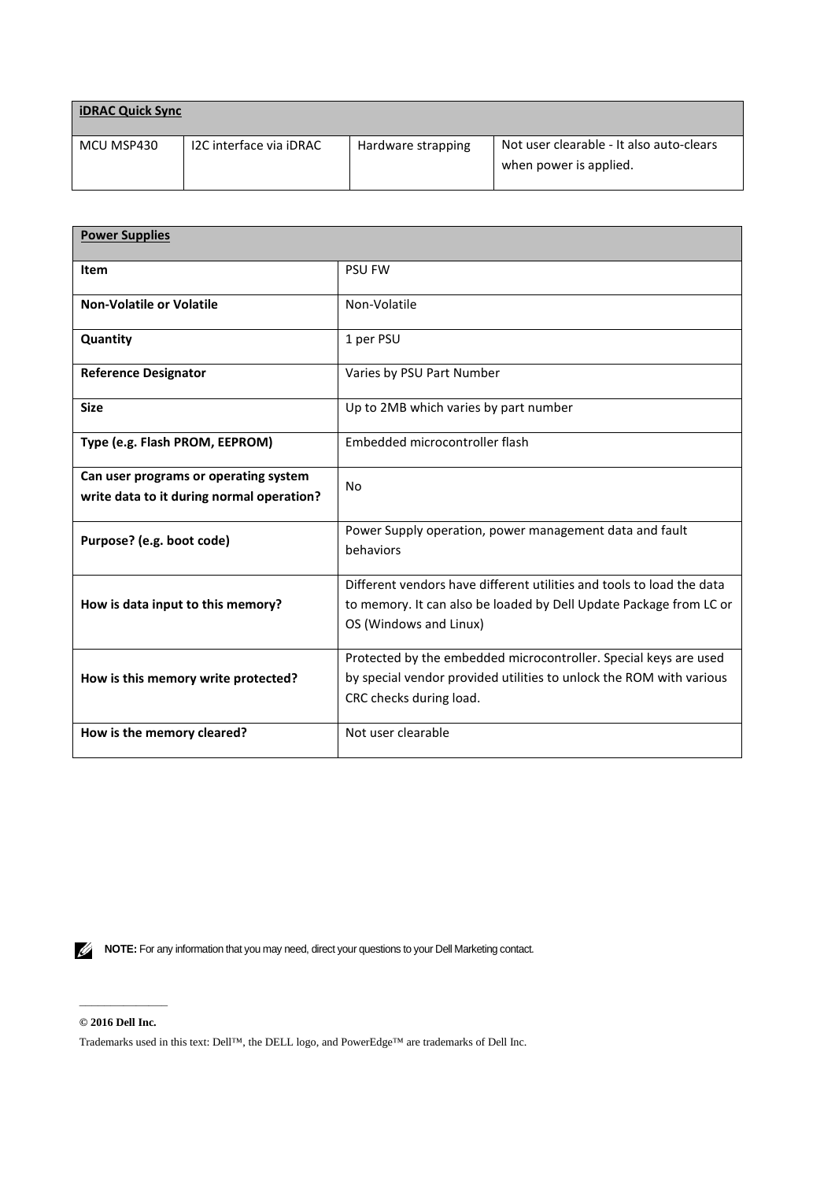| iDRAC Quick Sync | | | |
|---|---|---|---|
| MCU MSP430 | I2C interface via iDRAC | Hardware strapping | Not user clearable - It also auto-clears when power is applied. |

| Power Supplies | |
|---|---|
| **Item** | PSU FW |
| **Non-Volatile or Volatile** | Non-Volatile |
| **Quantity** | 1 per PSU |
| **Reference Designator** | Varies by PSU Part Number |
| **Size** | Up to 2MB which varies by part number |
| **Type (e.g. Flash PROM, EEPROM)** | Embedded microcontroller flash |
| **Can user programs or operating system write data to it during normal operation?** | No |
| **Purpose? (e.g. boot code)** | Power Supply operation, power management data and fault behaviors |
| **How is data input to this memory?** | Different vendors have different utilities and tools to load the data to memory. It can also be loaded by Dell Update Package from LC or OS (Windows and Linux) |
| **How is this memory write protected?** | Protected by the embedded microcontroller. Special keys are used by special vendor provided utilities to unlock the ROM with various CRC checks during load. |
| **How is the memory cleared?** | Not user clearable |

**NOTE:** For any information that you may need, direct your questions to your Dell Marketing contact.

**© 2016 Dell Inc.**

Trademarks used in this text: Dell™, the DELL logo, and PowerEdge™ are trademarks of Dell Inc.